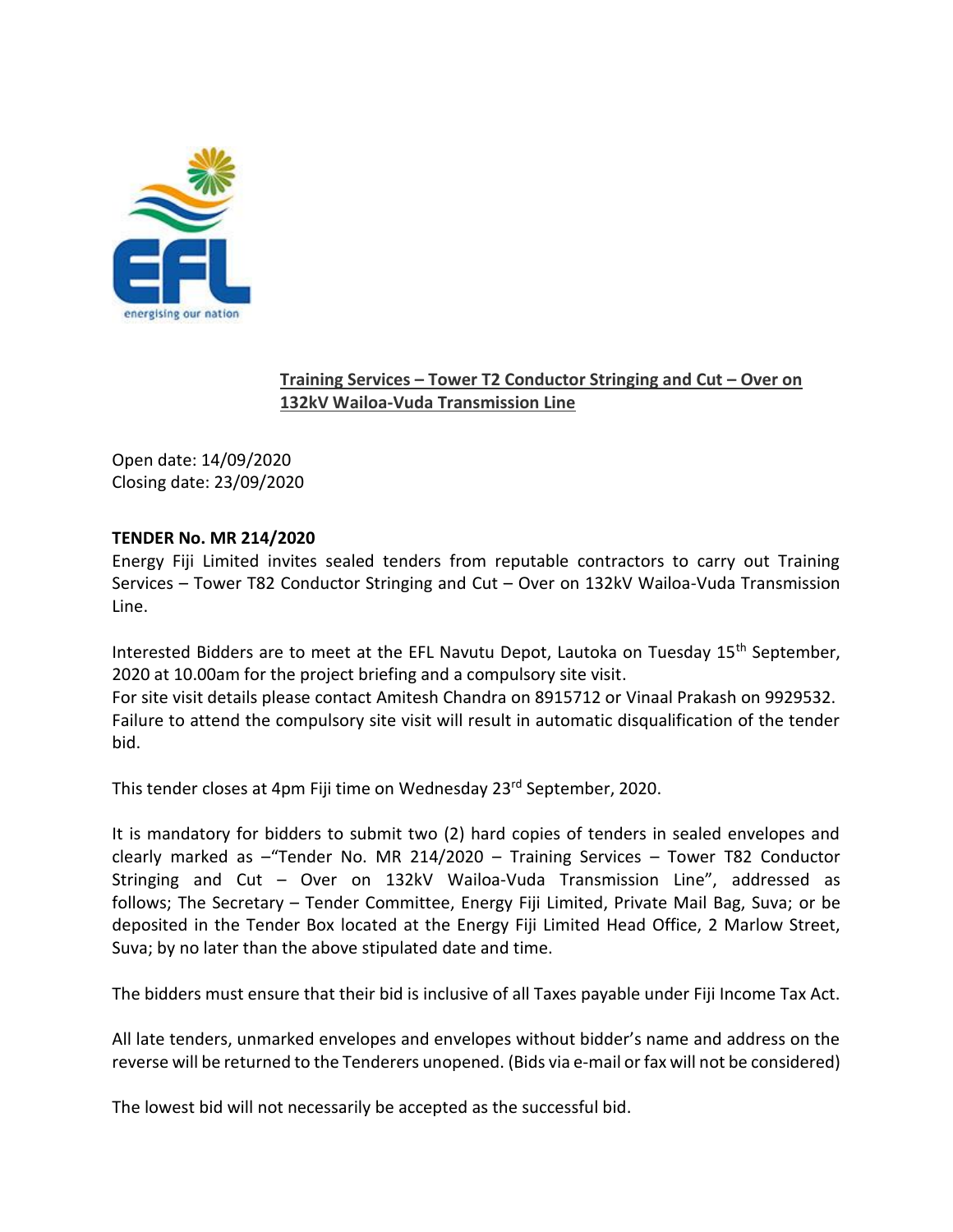EFL
energising our nation

**<u>Training Services – Tower T2 Conductor Stringing and Cut – Over on 132kV Wailoa-Vuda Transmission Line</u>**

Open date: 14/09/2020
Closing date: 23/09/2020

**TENDER No. MR 214/2020**

Energy Fiji Limited invites sealed tenders from reputable contractors to carry out Training Services – Tower T82 Conductor Stringing and Cut – Over on 132kV Wailoa-Vuda Transmission Line.

Interested Bidders are to meet at the EFL Navutu Depot, Lautoka on Tuesday 15th September, 2020 at 10.00am for the project briefing and a compulsory site visit.
For site visit details please contact Amitesh Chandra on 8915712 or Vinaal Prakash on 9929532.
Failure to attend the compulsory site visit will result in automatic disqualification of the tender bid.

This tender closes at 4pm Fiji time on Wednesday 23rd September, 2020.

It is mandatory for bidders to submit two (2) hard copies of tenders in sealed envelopes and clearly marked as –"Tender No. MR 214/2020 – Training Services – Tower T82 Conductor Stringing and Cut – Over on 132kV Wailoa-Vuda Transmission Line", addressed as follows; The Secretary – Tender Committee, Energy Fiji Limited, Private Mail Bag, Suva; or be deposited in the Tender Box located at the Energy Fiji Limited Head Office, 2 Marlow Street, Suva; by no later than the above stipulated date and time.

The bidders must ensure that their bid is inclusive of all Taxes payable under Fiji Income Tax Act.

All late tenders, unmarked envelopes and envelopes without bidder's name and address on the reverse will be returned to the Tenderers unopened. (Bids via e-mail or fax will not be considered)

The lowest bid will not necessarily be accepted as the successful bid.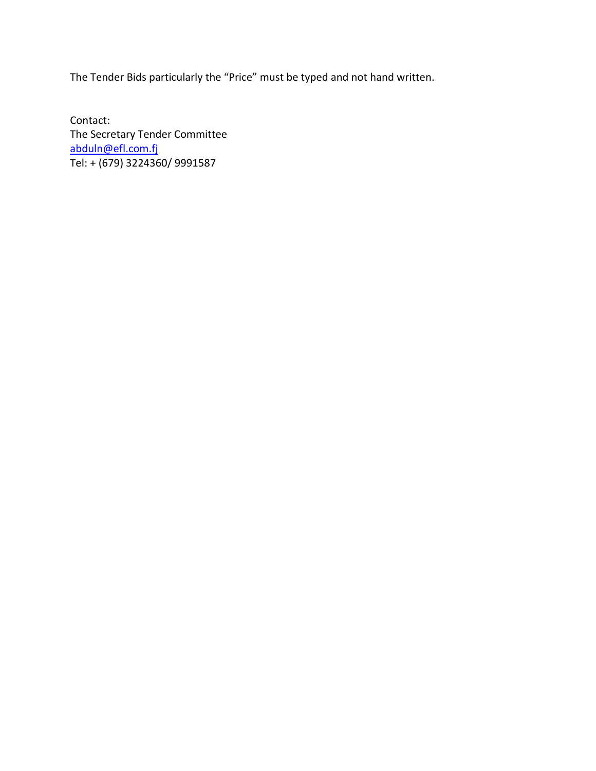The Tender Bids particularly the "Price" must be typed and not hand written.

Contact:
The Secretary Tender Committee
[abduln@efl.com.fj](mailto:abduln@efl.com.fj)
Tel: + (679) 3224360/ 9991587